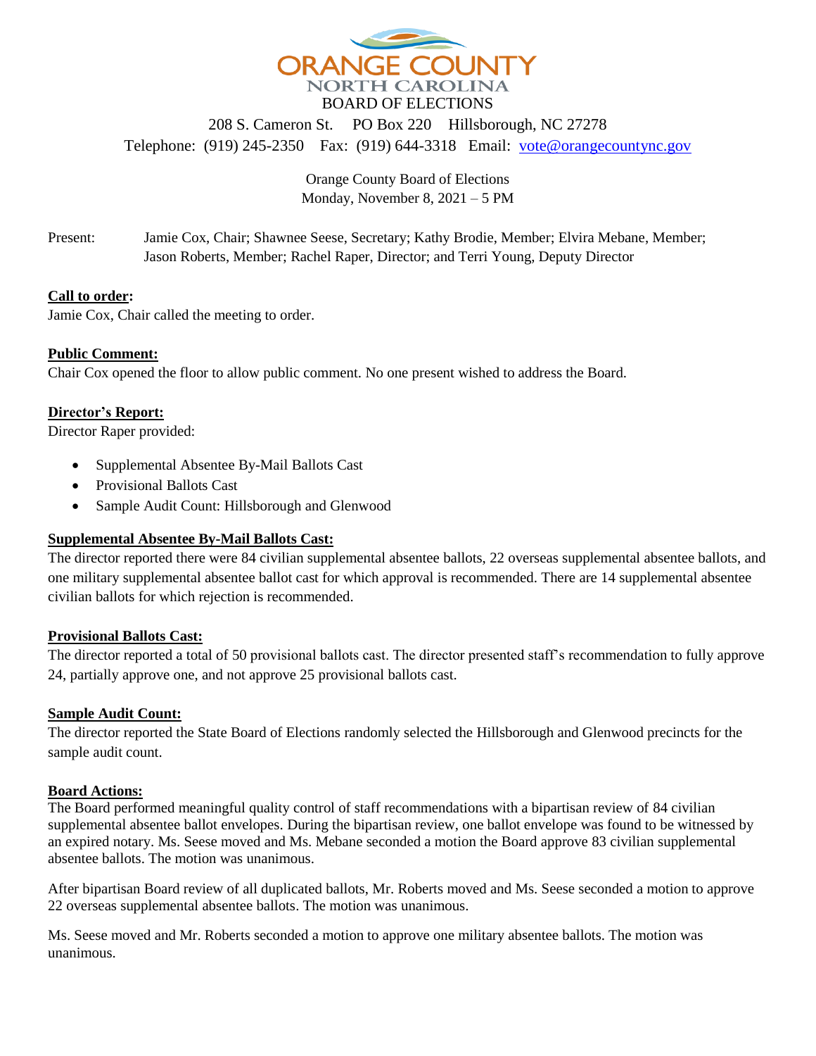# ORANGE COUNTY
## NORTH CAROLINA
## BOARD OF ELECTIONS

208 S. Cameron St. PO Box 220 Hillsborough, NC 27278
Telephone: (919) 245-2350 Fax: (919) 644-3318 Email: vote@orangecountync.gov

Orange County Board of Elections
Monday, November 8, 2021 – 5 PM

Present: Jamie Cox, Chair; Shawnee Seese, Secretary; Kathy Brodie, Member; Elvira Mebane, Member; Jason Roberts, Member; Rachel Raper, Director; and Terri Young, Deputy Director

**Call to order:**
Jamie Cox, Chair called the meeting to order.

**Public Comment:**
Chair Cox opened the floor to allow public comment. No one present wished to address the Board.

**Director's Report:**
Director Raper provided:

- Supplemental Absentee By-Mail Ballots Cast
- Provisional Ballots Cast
- Sample Audit Count: Hillsborough and Glenwood

**Supplemental Absentee By-Mail Ballots Cast:**
The director reported there were 84 civilian supplemental absentee ballots, 22 overseas supplemental absentee ballots, and one military supplemental absentee ballot cast for which approval is recommended. There are 14 supplemental absentee civilian ballots for which rejection is recommended.

**Provisional Ballots Cast:**
The director reported a total of 50 provisional ballots cast. The director presented staff's recommendation to fully approve 24, partially approve one, and not approve 25 provisional ballots cast.

**Sample Audit Count:**
The director reported the State Board of Elections randomly selected the Hillsborough and Glenwood precincts for the sample audit count.

**Board Actions:**
The Board performed meaningful quality control of staff recommendations with a bipartisan review of 84 civilian supplemental absentee ballot envelopes. During the bipartisan review, one ballot envelope was found to be witnessed by an expired notary. Ms. Seese moved and Ms. Mebane seconded a motion the Board approve 83 civilian supplemental absentee ballots. The motion was unanimous.

After bipartisan Board review of all duplicated ballots, Mr. Roberts moved and Ms. Seese seconded a motion to approve 22 overseas supplemental absentee ballots. The motion was unanimous.

Ms. Seese moved and Mr. Roberts seconded a motion to approve one military absentee ballots. The motion was unanimous.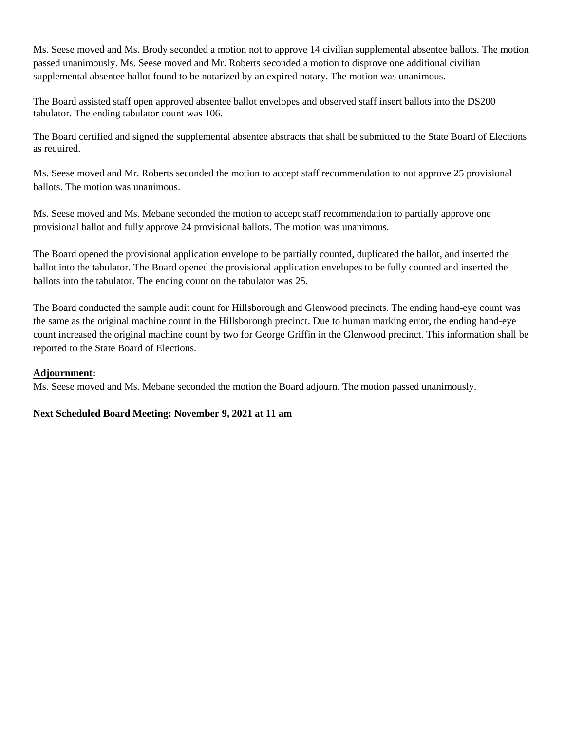Ms. Seese moved and Ms. Brody seconded a motion not to approve 14 civilian supplemental absentee ballots. The motion passed unanimously. Ms. Seese moved and Mr. Roberts seconded a motion to disprove one additional civilian supplemental absentee ballot found to be notarized by an expired notary. The motion was unanimous.

The Board assisted staff open approved absentee ballot envelopes and observed staff insert ballots into the DS200 tabulator. The ending tabulator count was 106.

The Board certified and signed the supplemental absentee abstracts that shall be submitted to the State Board of Elections as required.

Ms. Seese moved and Mr. Roberts seconded the motion to accept staff recommendation to not approve 25 provisional ballots. The motion was unanimous.

Ms. Seese moved and Ms. Mebane seconded the motion to accept staff recommendation to partially approve one provisional ballot and fully approve 24 provisional ballots. The motion was unanimous.

The Board opened the provisional application envelope to be partially counted, duplicated the ballot, and inserted the ballot into the tabulator. The Board opened the provisional application envelopes to be fully counted and inserted the ballots into the tabulator. The ending count on the tabulator was 25.

The Board conducted the sample audit count for Hillsborough and Glenwood precincts. The ending hand-eye count was the same as the original machine count in the Hillsborough precinct. Due to human marking error, the ending hand-eye count increased the original machine count by two for George Griffin in the Glenwood precinct. This information shall be reported to the State Board of Elections.

**Adjournment:**

Ms. Seese moved and Ms. Mebane seconded the motion the Board adjourn. The motion passed unanimously.

**Next Scheduled Board Meeting: November 9, 2021 at 11 am**